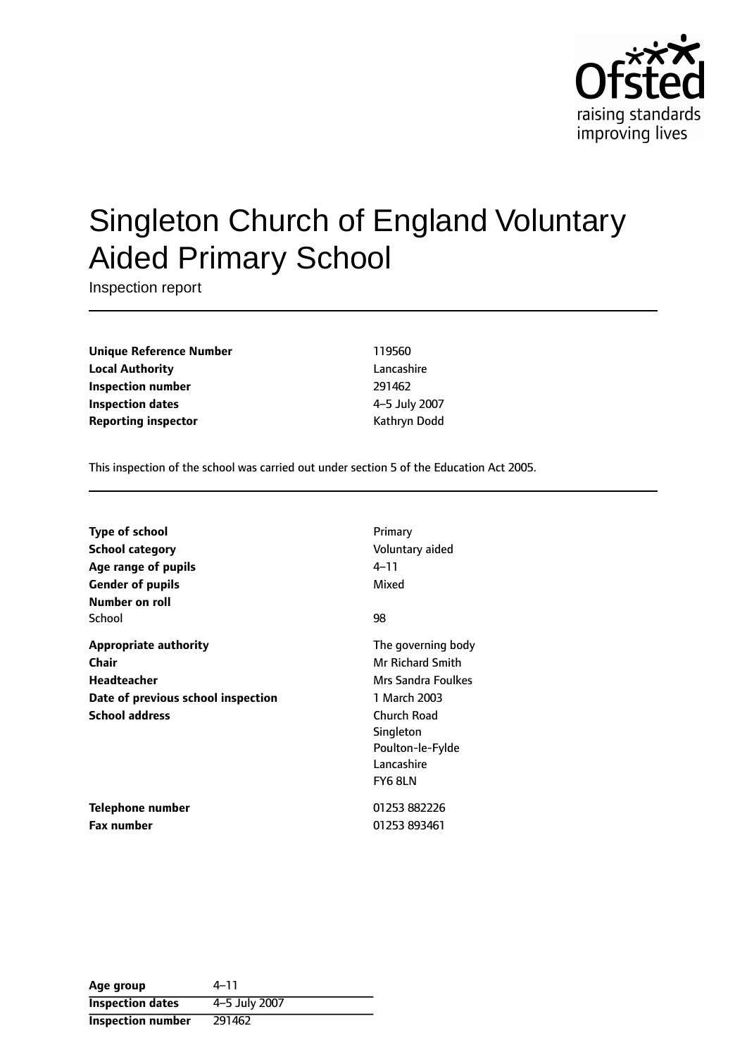# Singleton Church of England Voluntary Aided Primary School

Inspection report

| | |
|---|---|
| **Unique Reference Number** | 119560 |
| **Local Authority** | Lancashire |
| **Inspection number** | 291462 |
| **Inspection dates** | 4–5 July 2007 |
| **Reporting inspector** | Kathryn Dodd |

This inspection of the school was carried out under section 5 of the Education Act 2005.

| | |
|---|---|
| **Type of school** | Primary |
| **School category** | Voluntary aided |
| **Age range of pupils** | 4–11 |
| **Gender of pupils** | Mixed |
| **Number on roll** | |
| School | 98 |
| **Appropriate authority** | The governing body |
| **Chair** | Mr Richard Smith |
| **Headteacher** | Mrs Sandra Foulkes |
| **Date of previous school inspection** | 1 March 2003 |
| **School address** | Church Road<br>Singleton<br>Poulton-le-Fylde<br>Lancashire<br>FY6 8LN |
| **Telephone number** | 01253 882226 |
| **Fax number** | 01253 893461 |

| | |
|---|---|
| **Age group** | 4–11 |
| **Inspection dates** | 4–5 July 2007 |
| **Inspection number** | 291462 |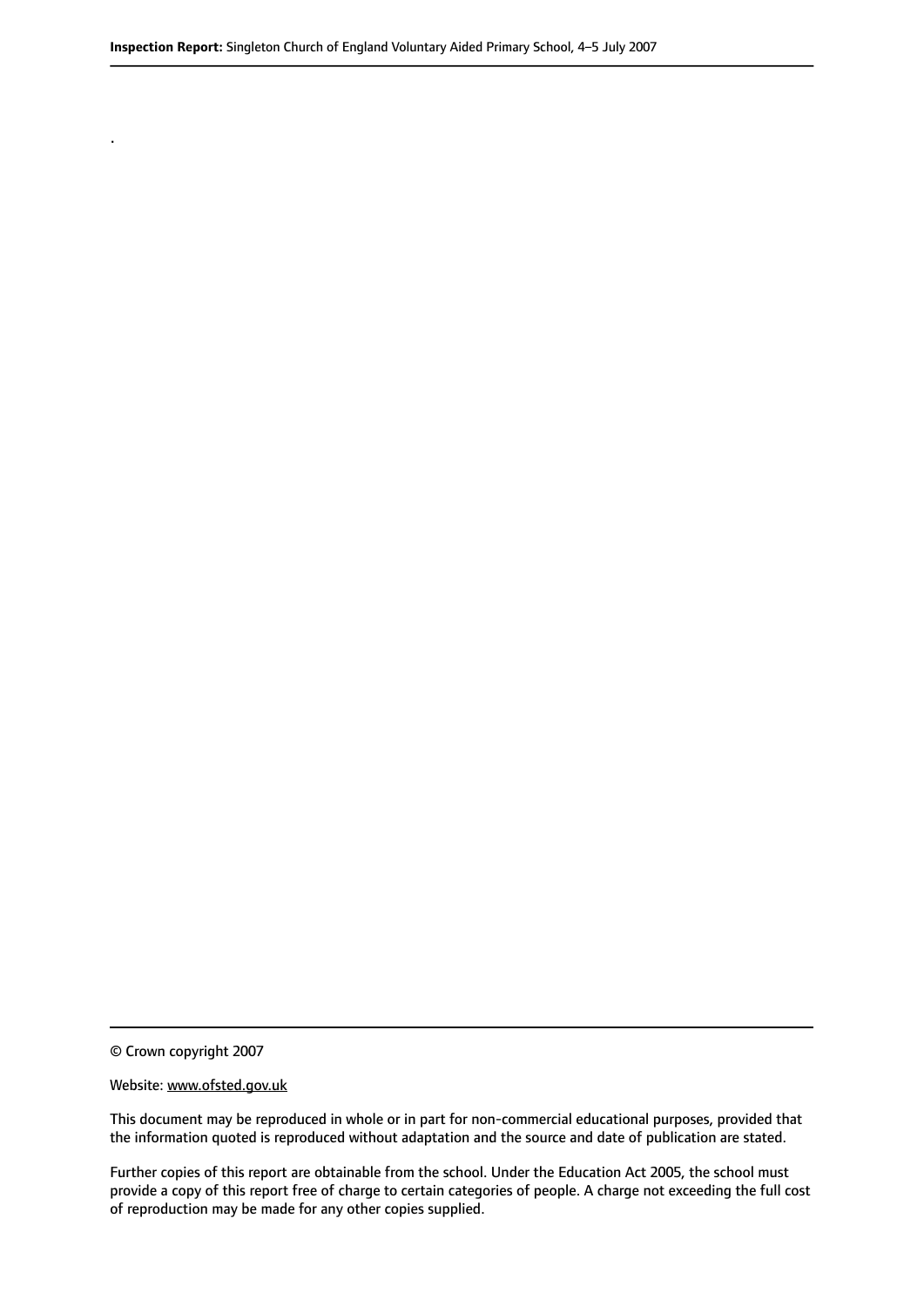.

© Crown copyright 2007

Website: www.ofsted.gov.uk

This document may be reproduced in whole or in part for non-commercial educational purposes, provided that the information quoted is reproduced without adaptation and the source and date of publication are stated.

Further copies of this report are obtainable from the school. Under the Education Act 2005, the school must provide a copy of this report free of charge to certain categories of people. A charge not exceeding the full cost of reproduction may be made for any other copies supplied.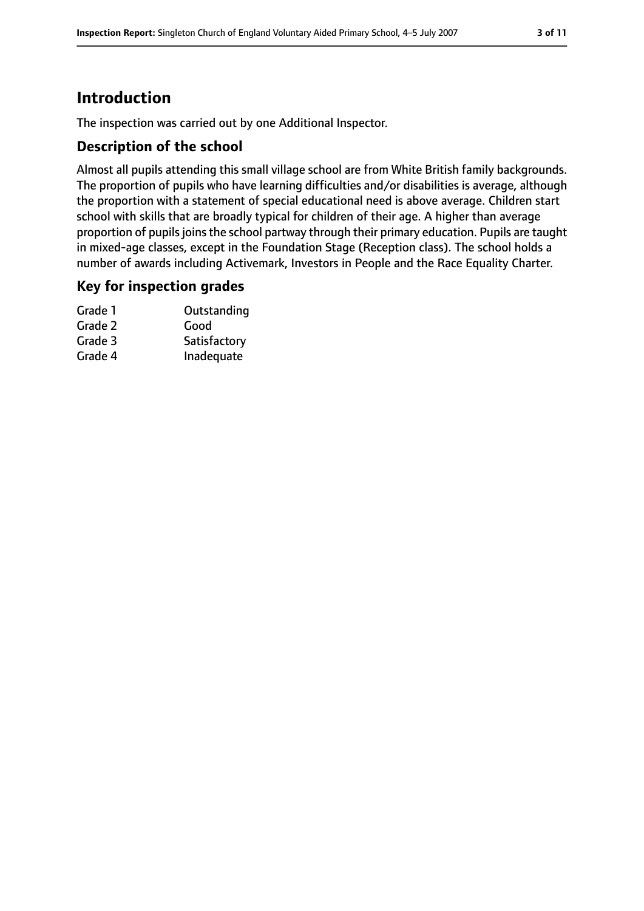## Introduction

The inspection was carried out by one Additional Inspector.

### Description of the school

Almost all pupils attending this small village school are from White British family backgrounds. The proportion of pupils who have learning difficulties and/or disabilities is average, although the proportion with a statement of special educational need is above average. Children start school with skills that are broadly typical for children of their age. A higher than average proportion of pupils joins the school partway through their primary education. Pupils are taught in mixed-age classes, except in the Foundation Stage (Reception class). The school holds a number of awards including Activemark, Investors in People and the Race Equality Charter.

### Key for inspection grades

| | |
|---|---|
| Grade 1 | Outstanding |
| Grade 2 | Good |
| Grade 3 | Satisfactory |
| Grade 4 | Inadequate |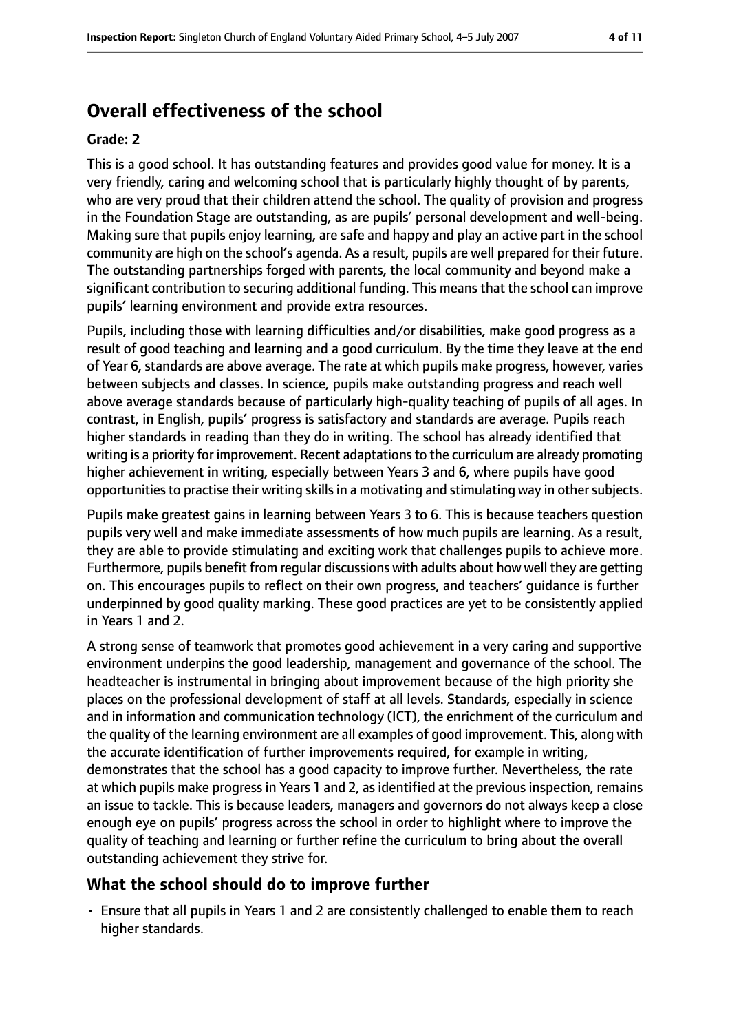## Overall effectiveness of the school

### Grade: 2

This is a good school. It has outstanding features and provides good value for money. It is a very friendly, caring and welcoming school that is particularly highly thought of by parents, who are very proud that their children attend the school. The quality of provision and progress in the Foundation Stage are outstanding, as are pupils' personal development and well-being. Making sure that pupils enjoy learning, are safe and happy and play an active part in the school community are high on the school's agenda. As a result, pupils are well prepared for their future. The outstanding partnerships forged with parents, the local community and beyond make a significant contribution to securing additional funding. This means that the school can improve pupils' learning environment and provide extra resources.

Pupils, including those with learning difficulties and/or disabilities, make good progress as a result of good teaching and learning and a good curriculum. By the time they leave at the end of Year 6, standards are above average. The rate at which pupils make progress, however, varies between subjects and classes. In science, pupils make outstanding progress and reach well above average standards because of particularly high-quality teaching of pupils of all ages. In contrast, in English, pupils' progress is satisfactory and standards are average. Pupils reach higher standards in reading than they do in writing. The school has already identified that writing is a priority for improvement. Recent adaptations to the curriculum are already promoting higher achievement in writing, especially between Years 3 and 6, where pupils have good opportunities to practise their writing skills in a motivating and stimulating way in other subjects.

Pupils make greatest gains in learning between Years 3 to 6. This is because teachers question pupils very well and make immediate assessments of how much pupils are learning. As a result, they are able to provide stimulating and exciting work that challenges pupils to achieve more. Furthermore, pupils benefit from regular discussions with adults about how well they are getting on. This encourages pupils to reflect on their own progress, and teachers' guidance is further underpinned by good quality marking. These good practices are yet to be consistently applied in Years 1 and 2.

A strong sense of teamwork that promotes good achievement in a very caring and supportive environment underpins the good leadership, management and governance of the school. The headteacher is instrumental in bringing about improvement because of the high priority she places on the professional development of staff at all levels. Standards, especially in science and in information and communication technology (ICT), the enrichment of the curriculum and the quality of the learning environment are all examples of good improvement. This, along with the accurate identification of further improvements required, for example in writing, demonstrates that the school has a good capacity to improve further. Nevertheless, the rate at which pupils make progress in Years 1 and 2, as identified at the previous inspection, remains an issue to tackle. This is because leaders, managers and governors do not always keep a close enough eye on pupils' progress across the school in order to highlight where to improve the quality of teaching and learning or further refine the curriculum to bring about the overall outstanding achievement they strive for.

## What the school should do to improve further

- Ensure that all pupils in Years 1 and 2 are consistently challenged to enable them to reach higher standards.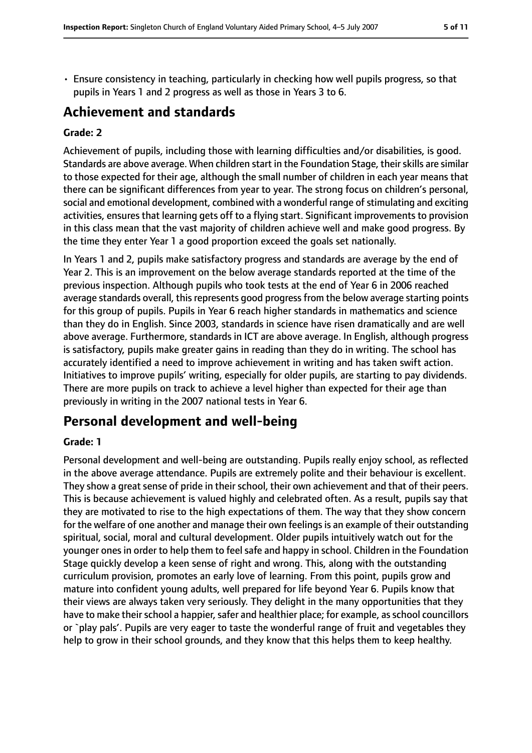- Ensure consistency in teaching, particularly in checking how well pupils progress, so that pupils in Years 1 and 2 progress as well as those in Years 3 to 6.

# Achievement and standards

**Grade: 2**

Achievement of pupils, including those with learning difficulties and/or disabilities, is good. Standards are above average. When children start in the Foundation Stage, their skills are similar to those expected for their age, although the small number of children in each year means that there can be significant differences from year to year. The strong focus on children's personal, social and emotional development, combined with a wonderful range of stimulating and exciting activities, ensures that learning gets off to a flying start. Significant improvements to provision in this class mean that the vast majority of children achieve well and make good progress. By the time they enter Year 1 a good proportion exceed the goals set nationally.

In Years 1 and 2, pupils make satisfactory progress and standards are average by the end of Year 2. This is an improvement on the below average standards reported at the time of the previous inspection. Although pupils who took tests at the end of Year 6 in 2006 reached average standards overall, this represents good progress from the below average starting points for this group of pupils. Pupils in Year 6 reach higher standards in mathematics and science than they do in English. Since 2003, standards in science have risen dramatically and are well above average. Furthermore, standards in ICT are above average. In English, although progress is satisfactory, pupils make greater gains in reading than they do in writing. The school has accurately identified a need to improve achievement in writing and has taken swift action. Initiatives to improve pupils' writing, especially for older pupils, are starting to pay dividends. There are more pupils on track to achieve a level higher than expected for their age than previously in writing in the 2007 national tests in Year 6.

# Personal development and well-being

**Grade: 1**

Personal development and well-being are outstanding. Pupils really enjoy school, as reflected in the above average attendance. Pupils are extremely polite and their behaviour is excellent. They show a great sense of pride in their school, their own achievement and that of their peers. This is because achievement is valued highly and celebrated often. As a result, pupils say that they are motivated to rise to the high expectations of them. The way that they show concern for the welfare of one another and manage their own feelings is an example of their outstanding spiritual, social, moral and cultural development. Older pupils intuitively watch out for the younger ones in order to help them to feel safe and happy in school. Children in the Foundation Stage quickly develop a keen sense of right and wrong. This, along with the outstanding curriculum provision, promotes an early love of learning. From this point, pupils grow and mature into confident young adults, well prepared for life beyond Year 6. Pupils know that their views are always taken very seriously. They delight in the many opportunities that they have to make their school a happier, safer and healthier place; for example, as school councillors or `play pals'. Pupils are very eager to taste the wonderful range of fruit and vegetables they help to grow in their school grounds, and they know that this helps them to keep healthy.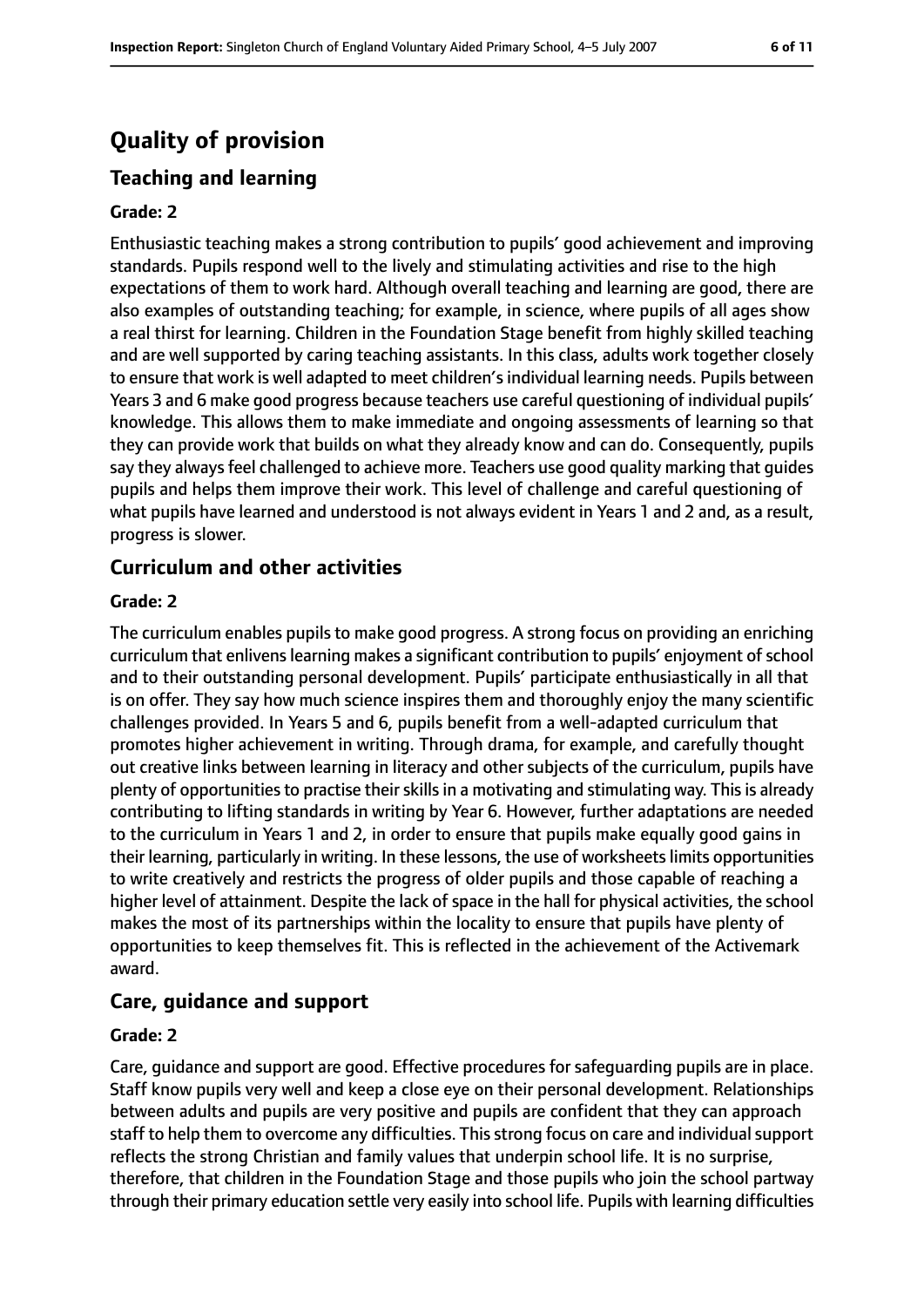# Quality of provision

## Teaching and learning

### Grade: 2

Enthusiastic teaching makes a strong contribution to pupils' good achievement and improving standards. Pupils respond well to the lively and stimulating activities and rise to the high expectations of them to work hard. Although overall teaching and learning are good, there are also examples of outstanding teaching; for example, in science, where pupils of all ages show a real thirst for learning. Children in the Foundation Stage benefit from highly skilled teaching and are well supported by caring teaching assistants. In this class, adults work together closely to ensure that work is well adapted to meet children's individual learning needs. Pupils between Years 3 and 6 make good progress because teachers use careful questioning of individual pupils' knowledge. This allows them to make immediate and ongoing assessments of learning so that they can provide work that builds on what they already know and can do. Consequently, pupils say they always feel challenged to achieve more. Teachers use good quality marking that guides pupils and helps them improve their work. This level of challenge and careful questioning of what pupils have learned and understood is not always evident in Years 1 and 2 and, as a result, progress is slower.

## Curriculum and other activities

### Grade: 2

The curriculum enables pupils to make good progress. A strong focus on providing an enriching curriculum that enlivens learning makes a significant contribution to pupils' enjoyment of school and to their outstanding personal development. Pupils' participate enthusiastically in all that is on offer. They say how much science inspires them and thoroughly enjoy the many scientific challenges provided. In Years 5 and 6, pupils benefit from a well-adapted curriculum that promotes higher achievement in writing. Through drama, for example, and carefully thought out creative links between learning in literacy and other subjects of the curriculum, pupils have plenty of opportunities to practise their skills in a motivating and stimulating way. This is already contributing to lifting standards in writing by Year 6. However, further adaptations are needed to the curriculum in Years 1 and 2, in order to ensure that pupils make equally good gains in their learning, particularly in writing. In these lessons, the use of worksheets limits opportunities to write creatively and restricts the progress of older pupils and those capable of reaching a higher level of attainment. Despite the lack of space in the hall for physical activities, the school makes the most of its partnerships within the locality to ensure that pupils have plenty of opportunities to keep themselves fit. This is reflected in the achievement of the Activemark award.

## Care, guidance and support

### Grade: 2

Care, guidance and support are good. Effective procedures for safeguarding pupils are in place. Staff know pupils very well and keep a close eye on their personal development. Relationships between adults and pupils are very positive and pupils are confident that they can approach staff to help them to overcome any difficulties. This strong focus on care and individual support reflects the strong Christian and family values that underpin school life. It is no surprise, therefore, that children in the Foundation Stage and those pupils who join the school partway through their primary education settle very easily into school life. Pupils with learning difficulties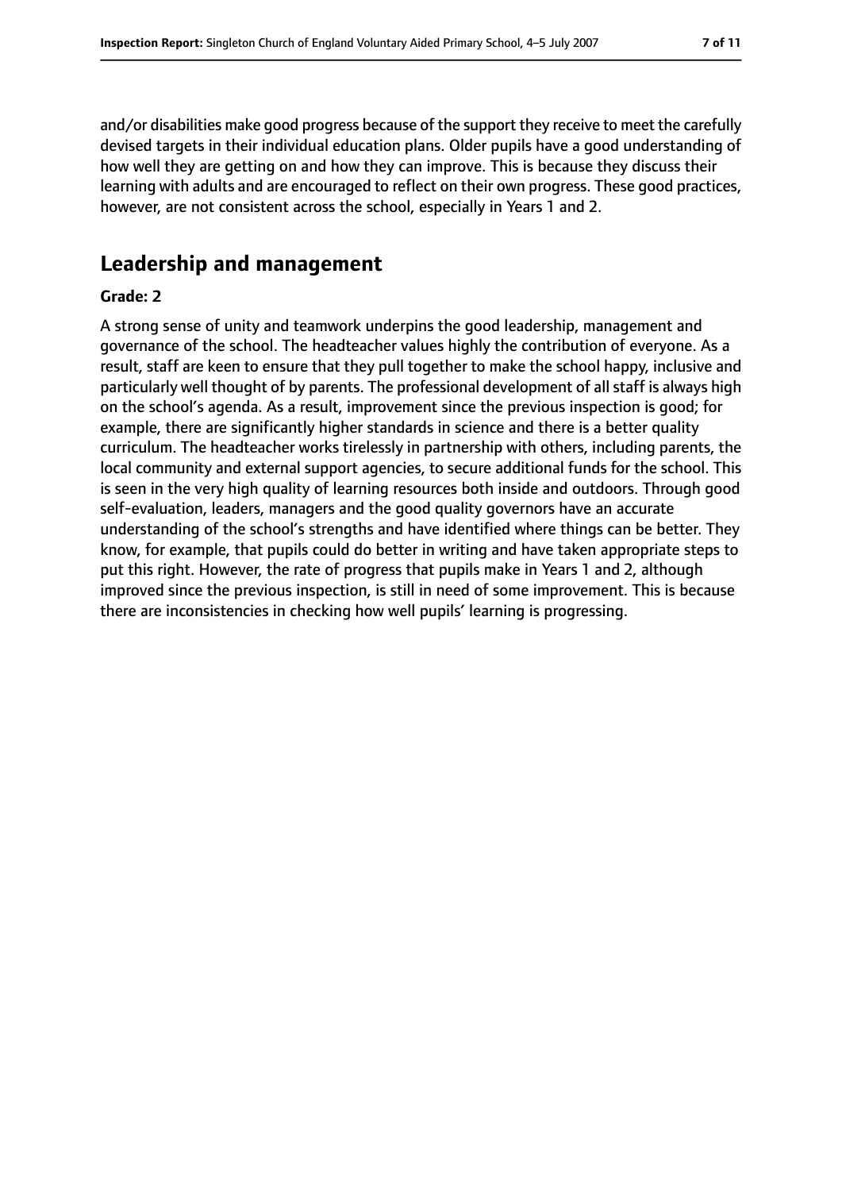and/or disabilities make good progress because of the support they receive to meet the carefully devised targets in their individual education plans. Older pupils have a good understanding of how well they are getting on and how they can improve. This is because they discuss their learning with adults and are encouraged to reflect on their own progress. These good practices, however, are not consistent across the school, especially in Years 1 and 2.

## Leadership and management

**Grade: 2**

A strong sense of unity and teamwork underpins the good leadership, management and governance of the school. The headteacher values highly the contribution of everyone. As a result, staff are keen to ensure that they pull together to make the school happy, inclusive and particularly well thought of by parents. The professional development of all staff is always high on the school's agenda. As a result, improvement since the previous inspection is good; for example, there are significantly higher standards in science and there is a better quality curriculum. The headteacher works tirelessly in partnership with others, including parents, the local community and external support agencies, to secure additional funds for the school. This is seen in the very high quality of learning resources both inside and outdoors. Through good self-evaluation, leaders, managers and the good quality governors have an accurate understanding of the school's strengths and have identified where things can be better. They know, for example, that pupils could do better in writing and have taken appropriate steps to put this right. However, the rate of progress that pupils make in Years 1 and 2, although improved since the previous inspection, is still in need of some improvement. This is because there are inconsistencies in checking how well pupils' learning is progressing.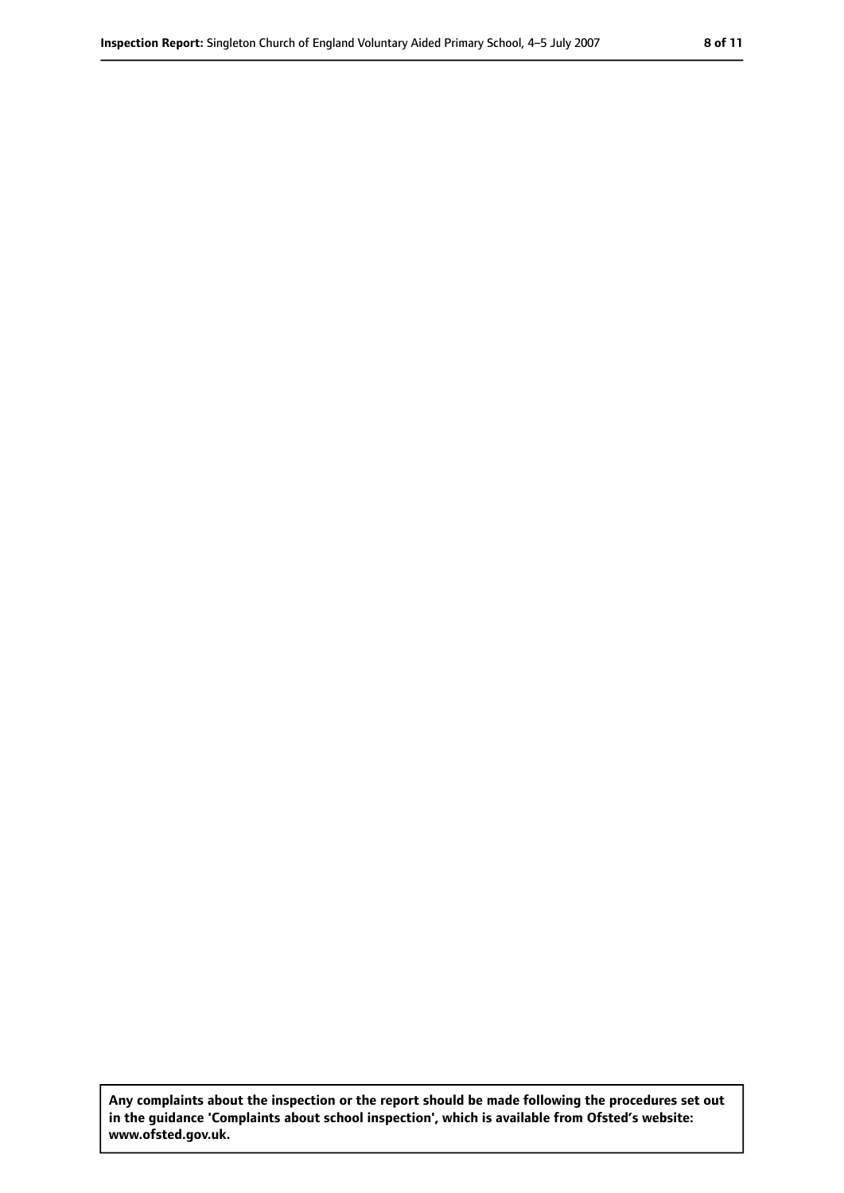**Any complaints about the inspection or the report should be made following the procedures set out in the guidance 'Complaints about school inspection', which is available from Ofsted's website: www.ofsted.gov.uk.**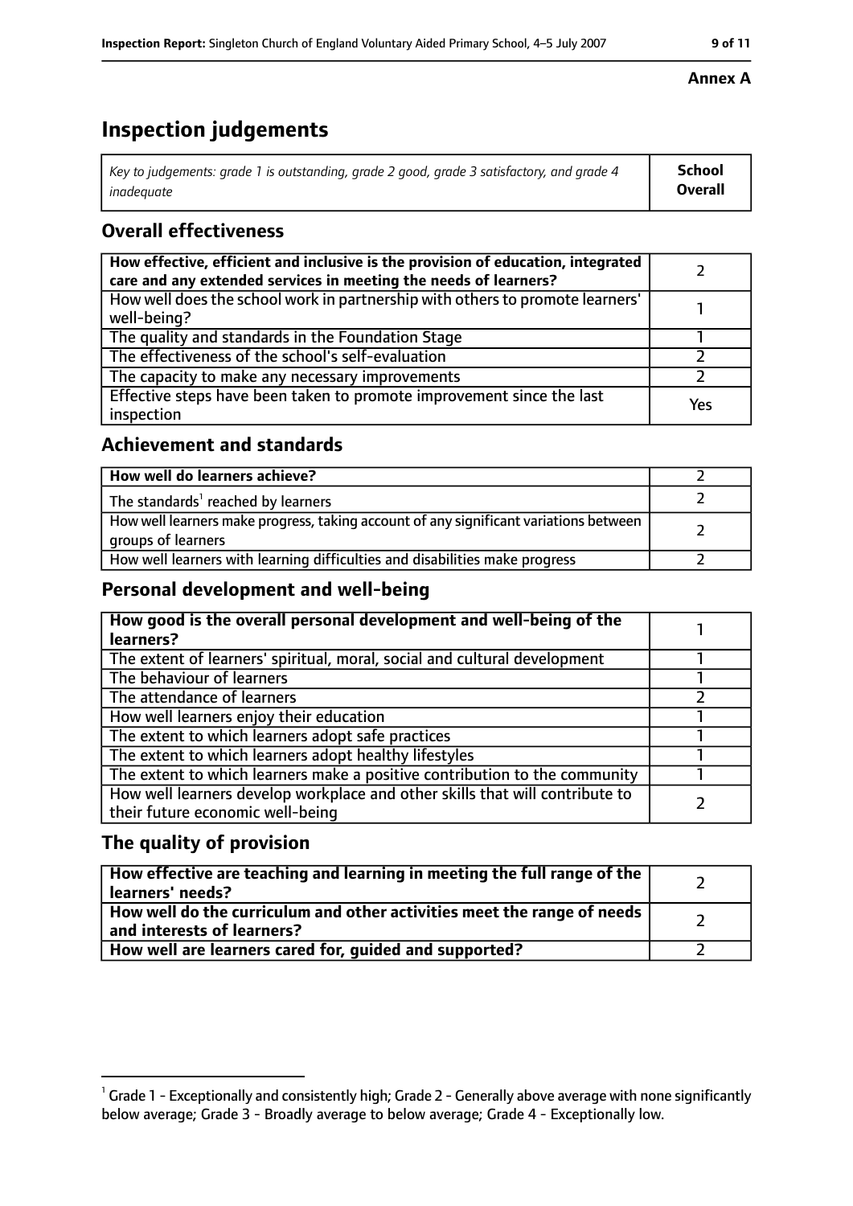**Annex A**

# Inspection judgements

| *Key to judgements: grade 1 is outstanding, grade 2 good, grade 3 satisfactory, and grade 4 inadequate* | **School Overall** |
|---|---|

## Overall effectiveness

| | |
|---|---|
| **How effective, efficient and inclusive is the provision of education, integrated care and any extended services in meeting the needs of learners?** | 2 |
| How well does the school work in partnership with others to promote learners' well-being? | 1 |
| The quality and standards in the Foundation Stage | 1 |
| The effectiveness of the school's self-evaluation | 2 |
| The capacity to make any necessary improvements | 2 |
| Effective steps have been taken to promote improvement since the last inspection | Yes |

## Achievement and standards

| | |
|---|---|
| **How well do learners achieve?** | 2 |
| The standards[1] reached by learners | 2 |
| How well learners make progress, taking account of any significant variations between groups of learners | 2 |
| How well learners with learning difficulties and disabilities make progress | 2 |

## Personal development and well-being

| | |
|---|---|
| **How good is the overall personal development and well-being of the learners?** | 1 |
| The extent of learners' spiritual, moral, social and cultural development | 1 |
| The behaviour of learners | 1 |
| The attendance of learners | 2 |
| How well learners enjoy their education | 1 |
| The extent to which learners adopt safe practices | 1 |
| The extent to which learners adopt healthy lifestyles | 1 |
| The extent to which learners make a positive contribution to the community | 1 |
| How well learners develop workplace and other skills that will contribute to their future economic well-being | 2 |

## The quality of provision

| | |
|---|---|
| **How effective are teaching and learning in meeting the full range of the learners' needs?** | 2 |
| **How well do the curriculum and other activities meet the range of needs and interests of learners?** | 2 |
| **How well are learners cared for, guided and supported?** | 2 |

[1] Grade 1 - Exceptionally and consistently high; Grade 2 - Generally above average with none significantly below average; Grade 3 - Broadly average to below average; Grade 4 - Exceptionally low.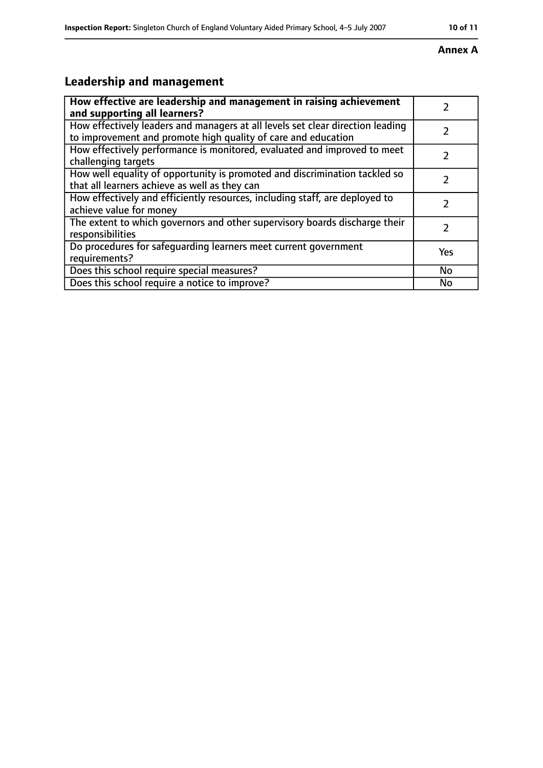**Annex A**

## Leadership and management

| | |
|---|---|
| **How effective are leadership and management in raising achievement and supporting all learners?** | 2 |
| How effectively leaders and managers at all levels set clear direction leading to improvement and promote high quality of care and education | 2 |
| How effectively performance is monitored, evaluated and improved to meet challenging targets | 2 |
| How well equality of opportunity is promoted and discrimination tackled so that all learners achieve as well as they can | 2 |
| How effectively and efficiently resources, including staff, are deployed to achieve value for money | 2 |
| The extent to which governors and other supervisory boards discharge their responsibilities | 2 |
| Do procedures for safeguarding learners meet current government requirements? | Yes |
| Does this school require special measures? | No |
| Does this school require a notice to improve? | No |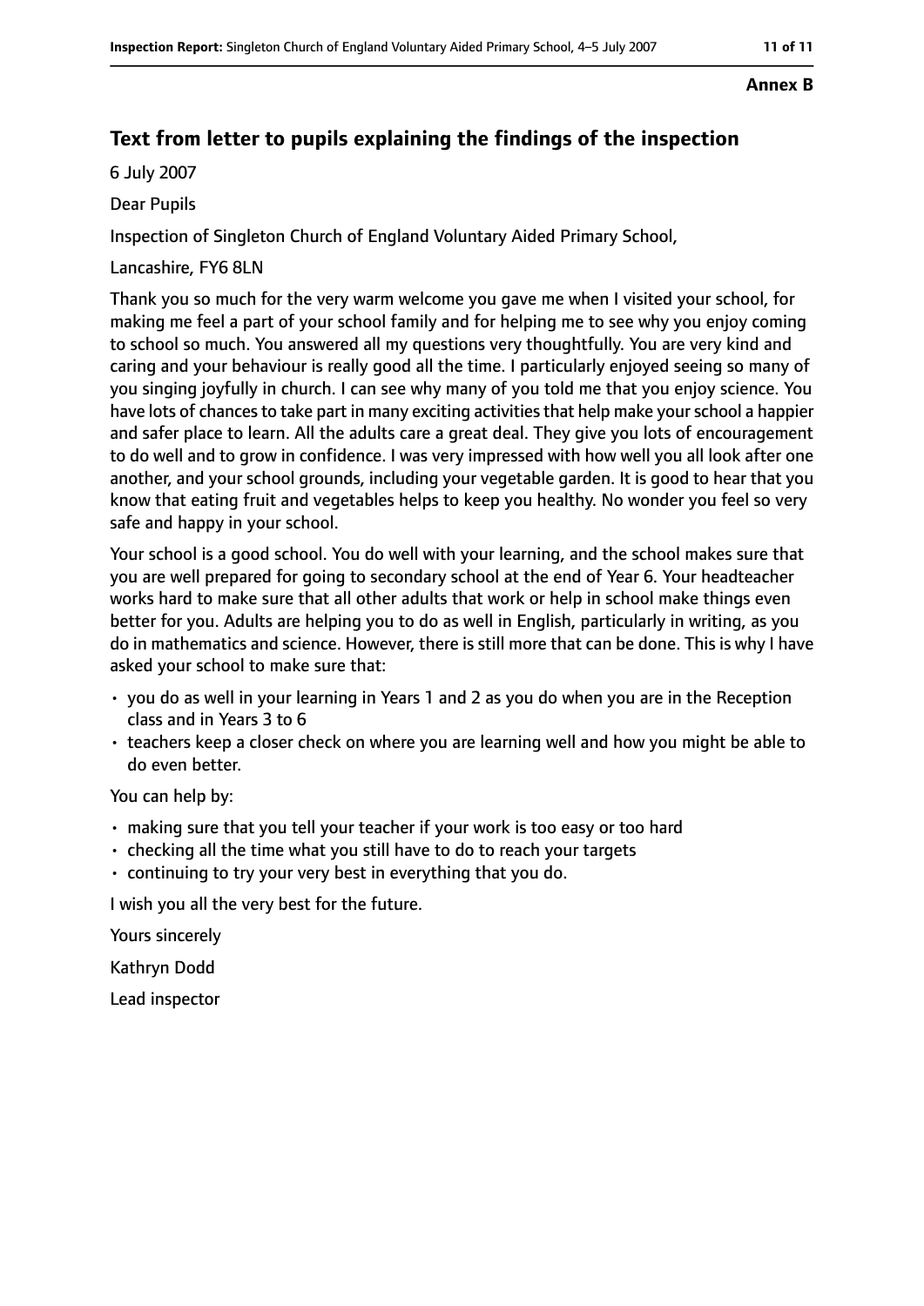**Annex B**

## Text from letter to pupils explaining the findings of the inspection

6 July 2007

Dear Pupils

Inspection of Singleton Church of England Voluntary Aided Primary School,

Lancashire, FY6 8LN

Thank you so much for the very warm welcome you gave me when I visited your school, for making me feel a part of your school family and for helping me to see why you enjoy coming to school so much. You answered all my questions very thoughtfully. You are very kind and caring and your behaviour is really good all the time. I particularly enjoyed seeing so many of you singing joyfully in church. I can see why many of you told me that you enjoy science. You have lots of chances to take part in many exciting activities that help make your school a happier and safer place to learn. All the adults care a great deal. They give you lots of encouragement to do well and to grow in confidence. I was very impressed with how well you all look after one another, and your school grounds, including your vegetable garden. It is good to hear that you know that eating fruit and vegetables helps to keep you healthy. No wonder you feel so very safe and happy in your school.

Your school is a good school. You do well with your learning, and the school makes sure that you are well prepared for going to secondary school at the end of Year 6. Your headteacher works hard to make sure that all other adults that work or help in school make things even better for you. Adults are helping you to do as well in English, particularly in writing, as you do in mathematics and science. However, there is still more that can be done. This is why I have asked your school to make sure that:

- you do as well in your learning in Years 1 and 2 as you do when you are in the Reception class and in Years 3 to 6
- teachers keep a closer check on where you are learning well and how you might be able to do even better.

You can help by:

- making sure that you tell your teacher if your work is too easy or too hard
- checking all the time what you still have to do to reach your targets
- continuing to try your very best in everything that you do.

I wish you all the very best for the future.

Yours sincerely

Kathryn Dodd

Lead inspector